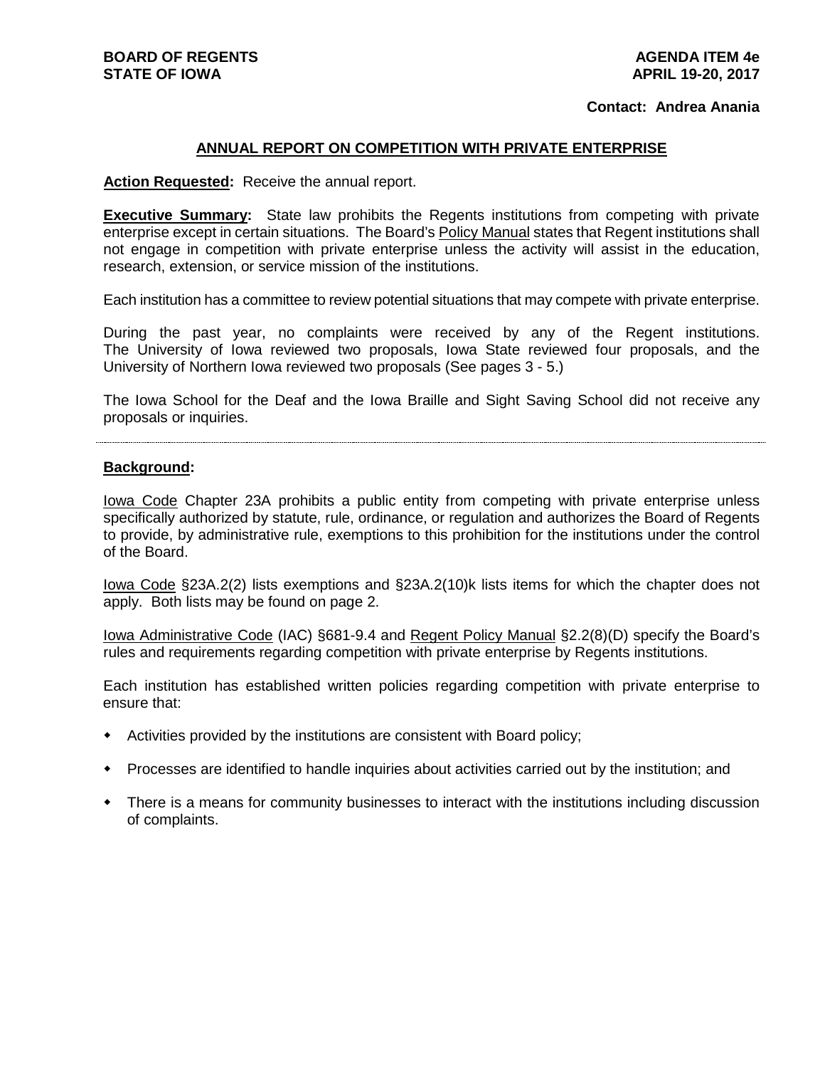**BOARD OF REGENTS**
**STATE OF IOWA**

**AGENDA ITEM 4e**
**APRIL 19-20, 2017**

**Contact: Andrea Anania**

## ANNUAL REPORT ON COMPETITION WITH PRIVATE ENTERPRISE

**Action Requested:** Receive the annual report.

**Executive Summary:** State law prohibits the Regents institutions from competing with private enterprise except in certain situations. The Board's Policy Manual states that Regent institutions shall not engage in competition with private enterprise unless the activity will assist in the education, research, extension, or service mission of the institutions.

Each institution has a committee to review potential situations that may compete with private enterprise.

During the past year, no complaints were received by any of the Regent institutions. The University of Iowa reviewed two proposals, Iowa State reviewed four proposals, and the University of Northern Iowa reviewed two proposals (See pages 3 - 5.)

The Iowa School for the Deaf and the Iowa Braille and Sight Saving School did not receive any proposals or inquiries.

---

**Background:**

Iowa Code Chapter 23A prohibits a public entity from competing with private enterprise unless specifically authorized by statute, rule, ordinance, or regulation and authorizes the Board of Regents to provide, by administrative rule, exemptions to this prohibition for the institutions under the control of the Board.

Iowa Code §23A.2(2) lists exemptions and §23A.2(10)k lists items for which the chapter does not apply. Both lists may be found on page 2.

Iowa Administrative Code (IAC) §681-9.4 and Regent Policy Manual §2.2(8)(D) specify the Board's rules and requirements regarding competition with private enterprise by Regents institutions.

Each institution has established written policies regarding competition with private enterprise to ensure that:

- Activities provided by the institutions are consistent with Board policy;
- Processes are identified to handle inquiries about activities carried out by the institution; and
- There is a means for community businesses to interact with the institutions including discussion of complaints.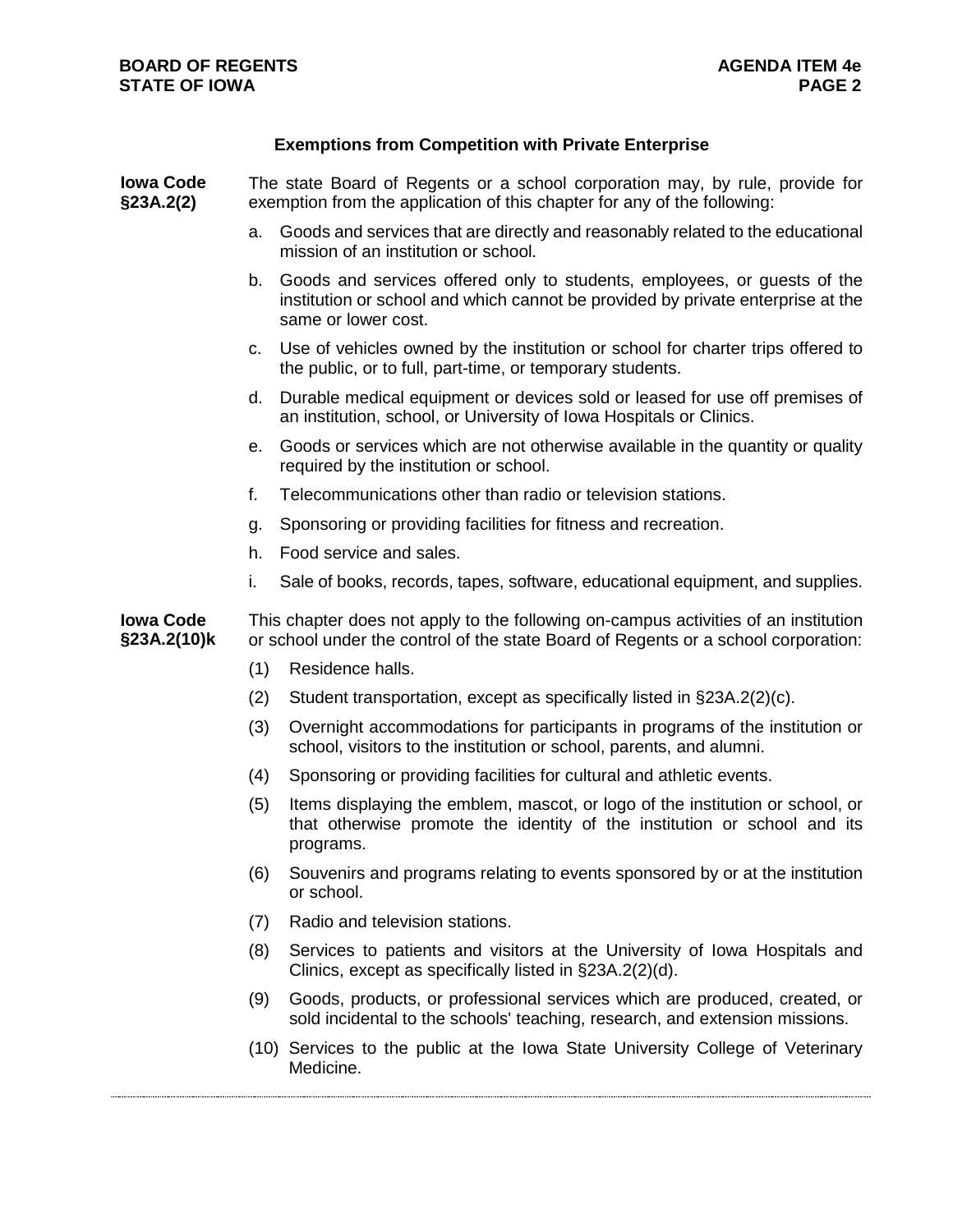## Exemptions from Competition with Private Enterprise

**Iowa Code §23A.2(2)**

The state Board of Regents or a school corporation may, by rule, provide for exemption from the application of this chapter for any of the following:

a. Goods and services that are directly and reasonably related to the educational mission of an institution or school.

b. Goods and services offered only to students, employees, or guests of the institution or school and which cannot be provided by private enterprise at the same or lower cost.

c. Use of vehicles owned by the institution or school for charter trips offered to the public, or to full, part-time, or temporary students.

d. Durable medical equipment or devices sold or leased for use off premises of an institution, school, or University of Iowa Hospitals or Clinics.

e. Goods or services which are not otherwise available in the quantity or quality required by the institution or school.

f. Telecommunications other than radio or television stations.

g. Sponsoring or providing facilities for fitness and recreation.

h. Food service and sales.

i. Sale of books, records, tapes, software, educational equipment, and supplies.

**Iowa Code §23A.2(10)k**

This chapter does not apply to the following on-campus activities of an institution or school under the control of the state Board of Regents or a school corporation:

(1) Residence halls.

(2) Student transportation, except as specifically listed in §23A.2(2)(c).

(3) Overnight accommodations for participants in programs of the institution or school, visitors to the institution or school, parents, and alumni.

(4) Sponsoring or providing facilities for cultural and athletic events.

(5) Items displaying the emblem, mascot, or logo of the institution or school, or that otherwise promote the identity of the institution or school and its programs.

(6) Souvenirs and programs relating to events sponsored by or at the institution or school.

(7) Radio and television stations.

(8) Services to patients and visitors at the University of Iowa Hospitals and Clinics, except as specifically listed in §23A.2(2)(d).

(9) Goods, products, or professional services which are produced, created, or sold incidental to the schools' teaching, research, and extension missions.

(10) Services to the public at the Iowa State University College of Veterinary Medicine.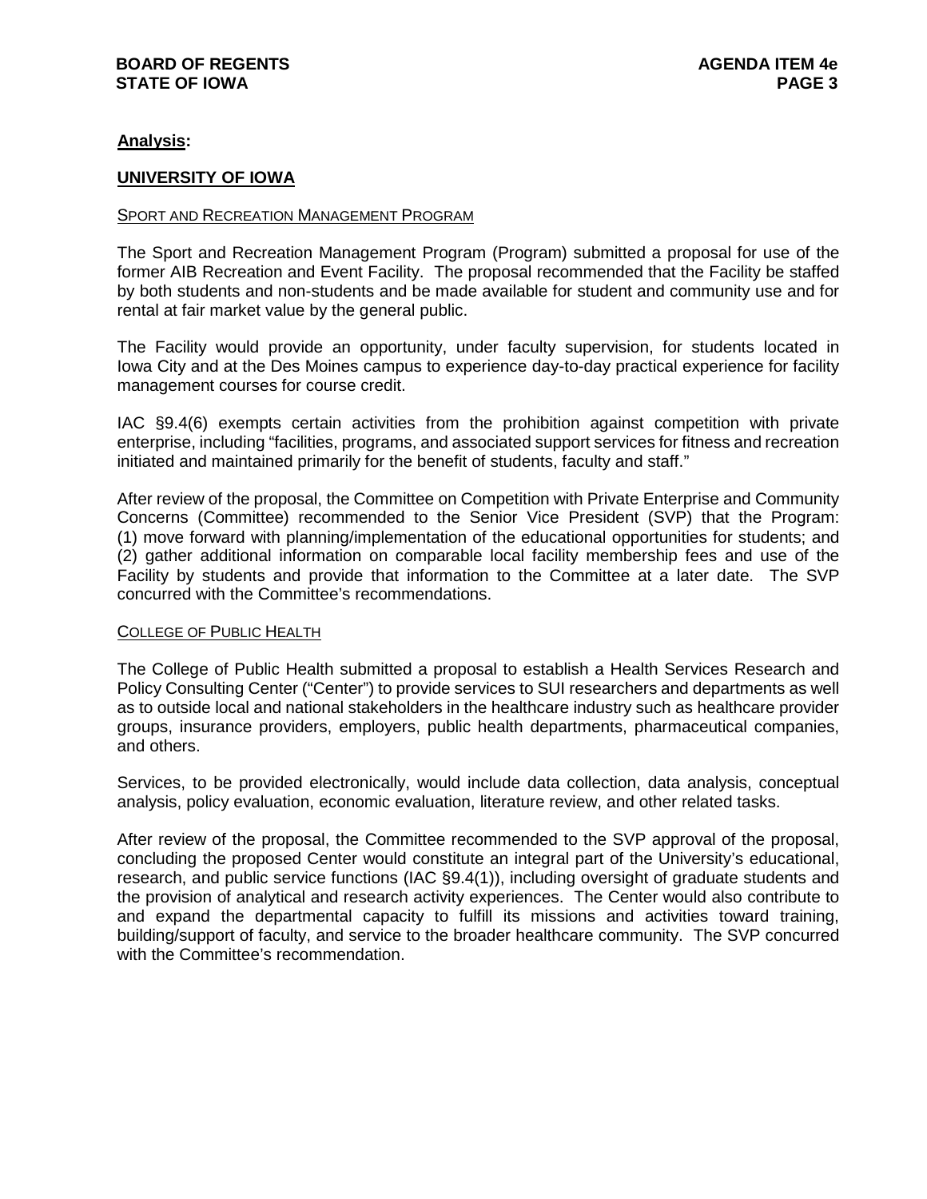**Analysis:**

**UNIVERSITY OF IOWA**

SPORT AND RECREATION MANAGEMENT PROGRAM

The Sport and Recreation Management Program (Program) submitted a proposal for use of the former AIB Recreation and Event Facility. The proposal recommended that the Facility be staffed by both students and non-students and be made available for student and community use and for rental at fair market value by the general public.

The Facility would provide an opportunity, under faculty supervision, for students located in Iowa City and at the Des Moines campus to experience day-to-day practical experience for facility management courses for course credit.

IAC §9.4(6) exempts certain activities from the prohibition against competition with private enterprise, including "facilities, programs, and associated support services for fitness and recreation initiated and maintained primarily for the benefit of students, faculty and staff."

After review of the proposal, the Committee on Competition with Private Enterprise and Community Concerns (Committee) recommended to the Senior Vice President (SVP) that the Program: (1) move forward with planning/implementation of the educational opportunities for students; and (2) gather additional information on comparable local facility membership fees and use of the Facility by students and provide that information to the Committee at a later date. The SVP concurred with the Committee's recommendations.

COLLEGE OF PUBLIC HEALTH

The College of Public Health submitted a proposal to establish a Health Services Research and Policy Consulting Center ("Center") to provide services to SUI researchers and departments as well as to outside local and national stakeholders in the healthcare industry such as healthcare provider groups, insurance providers, employers, public health departments, pharmaceutical companies, and others.

Services, to be provided electronically, would include data collection, data analysis, conceptual analysis, policy evaluation, economic evaluation, literature review, and other related tasks.

After review of the proposal, the Committee recommended to the SVP approval of the proposal, concluding the proposed Center would constitute an integral part of the University's educational, research, and public service functions (IAC §9.4(1)), including oversight of graduate students and the provision of analytical and research activity experiences. The Center would also contribute to and expand the departmental capacity to fulfill its missions and activities toward training, building/support of faculty, and service to the broader healthcare community. The SVP concurred with the Committee's recommendation.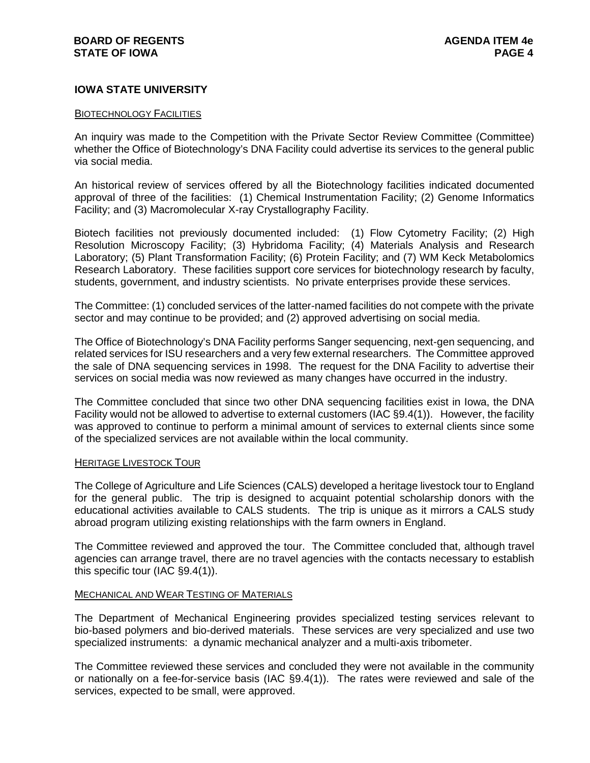## IOWA STATE UNIVERSITY

### BIOTECHNOLOGY FACILITIES

An inquiry was made to the Competition with the Private Sector Review Committee (Committee) whether the Office of Biotechnology's DNA Facility could advertise its services to the general public via social media.

An historical review of services offered by all the Biotechnology facilities indicated documented approval of three of the facilities: (1) Chemical Instrumentation Facility; (2) Genome Informatics Facility; and (3) Macromolecular X-ray Crystallography Facility.

Biotech facilities not previously documented included: (1) Flow Cytometry Facility; (2) High Resolution Microscopy Facility; (3) Hybridoma Facility; (4) Materials Analysis and Research Laboratory; (5) Plant Transformation Facility; (6) Protein Facility; and (7) WM Keck Metabolomics Research Laboratory. These facilities support core services for biotechnology research by faculty, students, government, and industry scientists. No private enterprises provide these services.

The Committee: (1) concluded services of the latter-named facilities do not compete with the private sector and may continue to be provided; and (2) approved advertising on social media.

The Office of Biotechnology's DNA Facility performs Sanger sequencing, next-gen sequencing, and related services for ISU researchers and a very few external researchers. The Committee approved the sale of DNA sequencing services in 1998. The request for the DNA Facility to advertise their services on social media was now reviewed as many changes have occurred in the industry.

The Committee concluded that since two other DNA sequencing facilities exist in Iowa, the DNA Facility would not be allowed to advertise to external customers (IAC §9.4(1)). However, the facility was approved to continue to perform a minimal amount of services to external clients since some of the specialized services are not available within the local community.

### HERITAGE LIVESTOCK TOUR

The College of Agriculture and Life Sciences (CALS) developed a heritage livestock tour to England for the general public. The trip is designed to acquaint potential scholarship donors with the educational activities available to CALS students. The trip is unique as it mirrors a CALS study abroad program utilizing existing relationships with the farm owners in England.

The Committee reviewed and approved the tour. The Committee concluded that, although travel agencies can arrange travel, there are no travel agencies with the contacts necessary to establish this specific tour (IAC §9.4(1)).

### MECHANICAL AND WEAR TESTING OF MATERIALS

The Department of Mechanical Engineering provides specialized testing services relevant to bio-based polymers and bio-derived materials. These services are very specialized and use two specialized instruments: a dynamic mechanical analyzer and a multi-axis tribometer.

The Committee reviewed these services and concluded they were not available in the community or nationally on a fee-for-service basis (IAC §9.4(1)). The rates were reviewed and sale of the services, expected to be small, were approved.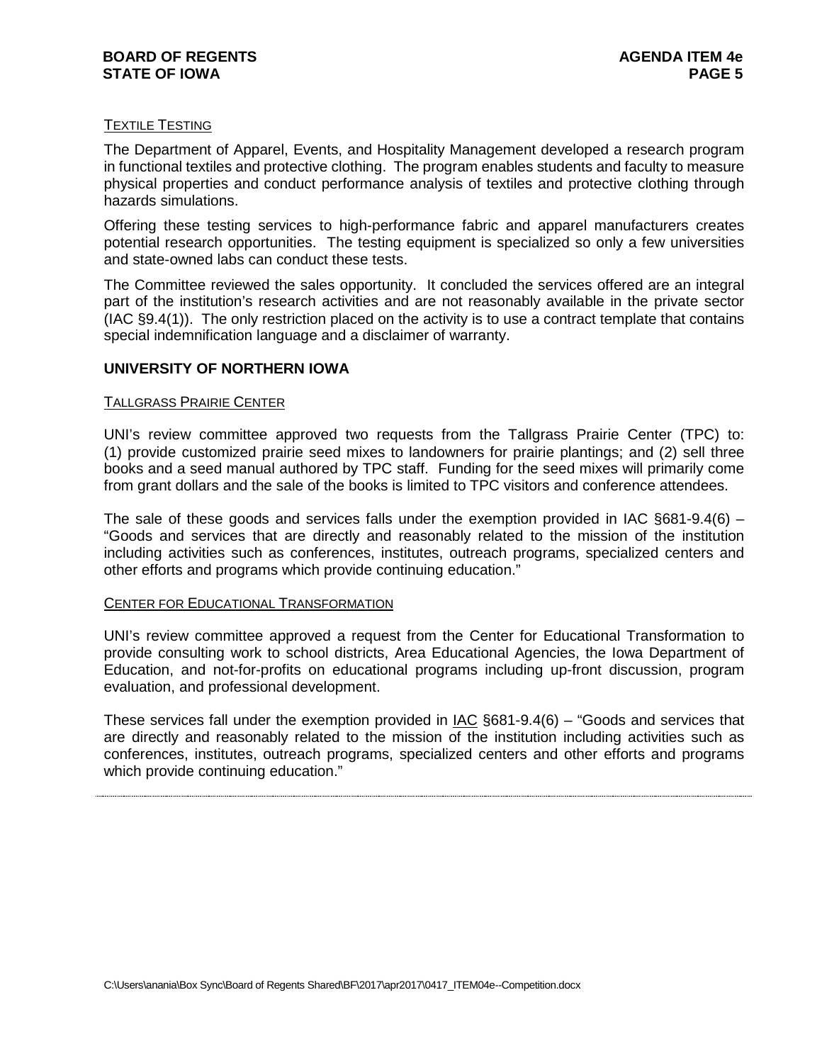TEXTILE TESTING

The Department of Apparel, Events, and Hospitality Management developed a research program in functional textiles and protective clothing. The program enables students and faculty to measure physical properties and conduct performance analysis of textiles and protective clothing through hazards simulations.

Offering these testing services to high-performance fabric and apparel manufacturers creates potential research opportunities. The testing equipment is specialized so only a few universities and state-owned labs can conduct these tests.

The Committee reviewed the sales opportunity. It concluded the services offered are an integral part of the institution's research activities and are not reasonably available in the private sector (IAC §9.4(1)). The only restriction placed on the activity is to use a contract template that contains special indemnification language and a disclaimer of warranty.

## UNIVERSITY OF NORTHERN IOWA

TALLGRASS PRAIRIE CENTER

UNI's review committee approved two requests from the Tallgrass Prairie Center (TPC) to: (1) provide customized prairie seed mixes to landowners for prairie plantings; and (2) sell three books and a seed manual authored by TPC staff. Funding for the seed mixes will primarily come from grant dollars and the sale of the books is limited to TPC visitors and conference attendees.

The sale of these goods and services falls under the exemption provided in IAC §681-9.4(6) – "Goods and services that are directly and reasonably related to the mission of the institution including activities such as conferences, institutes, outreach programs, specialized centers and other efforts and programs which provide continuing education."

CENTER FOR EDUCATIONAL TRANSFORMATION

UNI's review committee approved a request from the Center for Educational Transformation to provide consulting work to school districts, Area Educational Agencies, the Iowa Department of Education, and not-for-profits on educational programs including up-front discussion, program evaluation, and professional development.

These services fall under the exemption provided in IAC §681-9.4(6) – "Goods and services that are directly and reasonably related to the mission of the institution including activities such as conferences, institutes, outreach programs, specialized centers and other efforts and programs which provide continuing education."